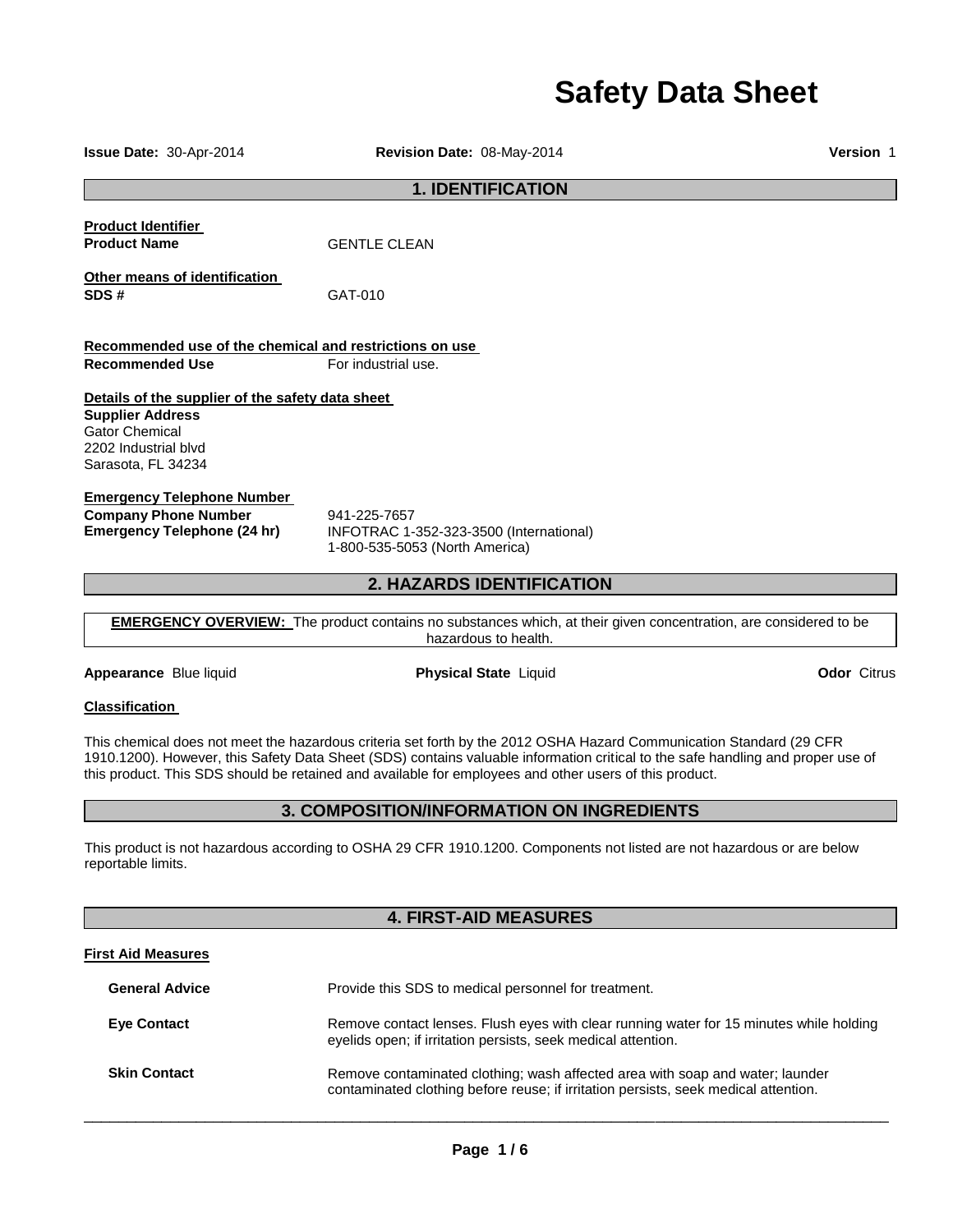# Safety Data Sheet

**Issue Date:** 30-Apr-2014 **Revision Date:** 08-May-2014 **Version** 1

## 1. IDENTIFICATION

**Product Identifier**

**Product Name** GENTLE CLEAN

**Other means of identification**

**SDS #** GAT-010

**Recommended use of the chemical and restrictions on use**

**Recommended Use** For industrial use.

**Details of the supplier of the safety data sheet**

**Supplier Address**
Gator Chemical
2202 Industrial blvd
Sarasota, FL 34234

**Emergency Telephone Number**

**Company Phone Number** 941-225-7657

**Emergency Telephone (24 hr)** INFOTRAC 1-352-323-3500 (International)
1-800-535-5053 (North America)

## 2. HAZARDS IDENTIFICATION

**EMERGENCY OVERVIEW:** The product contains no substances which, at their given concentration, are considered to be hazardous to health.

**Appearance** Blue liquid **Physical State** Liquid **Odor** Citrus

**Classification**

This chemical does not meet the hazardous criteria set forth by the 2012 OSHA Hazard Communication Standard (29 CFR 1910.1200). However, this Safety Data Sheet (SDS) contains valuable information critical to the safe handling and proper use of this product. This SDS should be retained and available for employees and other users of this product.

## 3. COMPOSITION/INFORMATION ON INGREDIENTS

This product is not hazardous according to OSHA 29 CFR 1910.1200. Components not listed are not hazardous or are below reportable limits.

## 4. FIRST-AID MEASURES

**First Aid Measures**

**General Advice** Provide this SDS to medical personnel for treatment.

**Eye Contact** Remove contact lenses. Flush eyes with clear running water for 15 minutes while holding eyelids open; if irritation persists, seek medical attention.

**Skin Contact** Remove contaminated clothing; wash affected area with soap and water; launder contaminated clothing before reuse; if irritation persists, seek medical attention.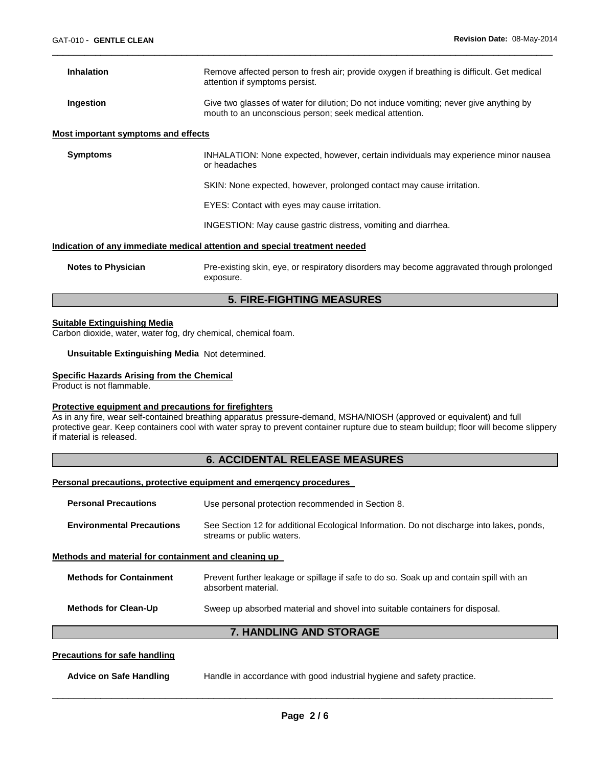**Inhalation** Remove affected person to fresh air; provide oxygen if breathing is difficult. Get medical attention if symptoms persist.

**Ingestion** Give two glasses of water for dilution; Do not induce vomiting; never give anything by mouth to an unconscious person; seek medical attention.

**Most important symptoms and effects**

**Symptoms** INHALATION: None expected, however, certain individuals may experience minor nausea or headaches

SKIN: None expected, however, prolonged contact may cause irritation.

EYES: Contact with eyes may cause irritation.

INGESTION: May cause gastric distress, vomiting and diarrhea.

**Indication of any immediate medical attention and special treatment needed**

**Notes to Physician** Pre-existing skin, eye, or respiratory disorders may become aggravated through prolonged exposure.

## 5. FIRE-FIGHTING MEASURES

**Suitable Extinguishing Media**

Carbon dioxide, water, water fog, dry chemical, chemical foam.

**Unsuitable Extinguishing Media** Not determined.

**Specific Hazards Arising from the Chemical**

Product is not flammable.

**Protective equipment and precautions for firefighters**

As in any fire, wear self-contained breathing apparatus pressure-demand, MSHA/NIOSH (approved or equivalent) and full protective gear. Keep containers cool with water spray to prevent container rupture due to steam buildup; floor will become slippery if material is released.

## 6. ACCIDENTAL RELEASE MEASURES

**Personal precautions, protective equipment and emergency procedures**

**Personal Precautions** Use personal protection recommended in Section 8.

**Environmental Precautions** See Section 12 for additional Ecological Information. Do not discharge into lakes, ponds, streams or public waters.

**Methods and material for containment and cleaning up**

**Methods for Containment** Prevent further leakage or spillage if safe to do so. Soak up and contain spill with an absorbent material.

**Methods for Clean-Up** Sweep up absorbed material and shovel into suitable containers for disposal.

## 7. HANDLING AND STORAGE

**Precautions for safe handling**

**Advice on Safe Handling** Handle in accordance with good industrial hygiene and safety practice.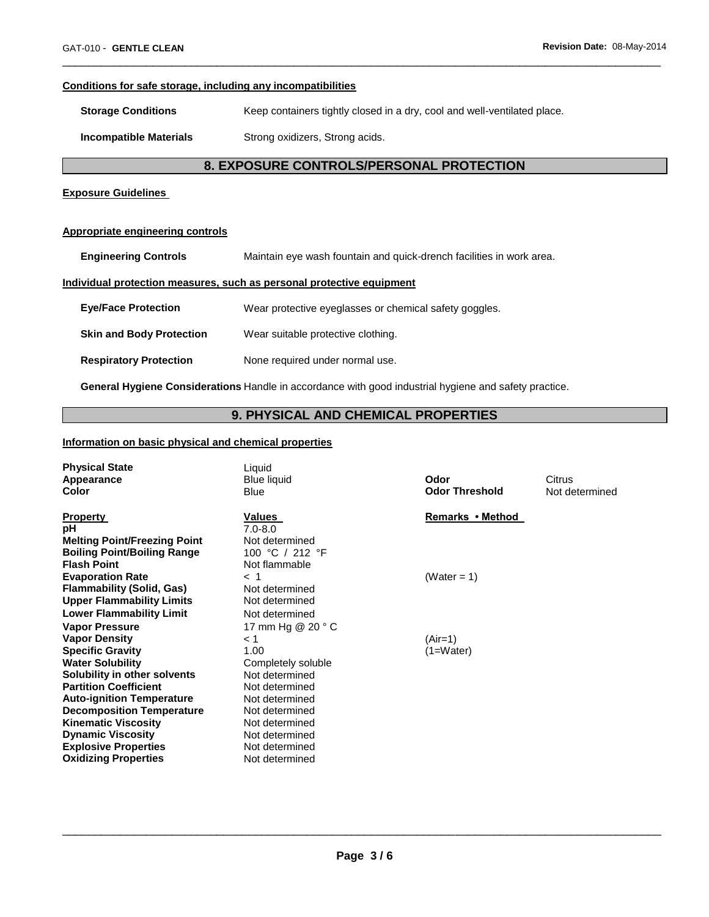#### Conditions for safe storage, including any incompatibilities

**Storage Conditions** Keep containers tightly closed in a dry, cool and well-ventilated place.

**Incompatible Materials** Strong oxidizers, Strong acids.

## 8. EXPOSURE CONTROLS/PERSONAL PROTECTION

#### Exposure Guidelines

#### Appropriate engineering controls

**Engineering Controls** Maintain eye wash fountain and quick-drench facilities in work area.

#### Individual protection measures, such as personal protective equipment

**Eye/Face Protection** Wear protective eyeglasses or chemical safety goggles.

**Skin and Body Protection** Wear suitable protective clothing.

**Respiratory Protection** None required under normal use.

**General Hygiene Considerations** Handle in accordance with good industrial hygiene and safety practice.

## 9. PHYSICAL AND CHEMICAL PROPERTIES

#### Information on basic physical and chemical properties

| | | | |
|---|---|---|---|
| **Physical State** | Liquid | | |
| **Appearance** | Blue liquid | **Odor** | Citrus |
| **Color** | Blue | **Odor Threshold** | Not determined |

| **Property** | **Values** | **Remarks • Method** |
|---|---|---|
| **pH** | 7.0-8.0 | |
| **Melting Point/Freezing Point** | Not determined | |
| **Boiling Point/Boiling Range** | 100 °C / 212 °F | |
| **Flash Point** | Not flammable | |
| **Evaporation Rate** | < 1 | (Water = 1) |
| **Flammability (Solid, Gas)** | Not determined | |
| **Upper Flammability Limits** | Not determined | |
| **Lower Flammability Limit** | Not determined | |
| **Vapor Pressure** | 17 mm Hg @ 20 ° C | |
| **Vapor Density** | < 1 | (Air=1) |
| **Specific Gravity** | 1.00 | (1=Water) |
| **Water Solubility** | Completely soluble | |
| **Solubility in other solvents** | Not determined | |
| **Partition Coefficient** | Not determined | |
| **Auto-ignition Temperature** | Not determined | |
| **Decomposition Temperature** | Not determined | |
| **Kinematic Viscosity** | Not determined | |
| **Dynamic Viscosity** | Not determined | |
| **Explosive Properties** | Not determined | |
| **Oxidizing Properties** | Not determined | |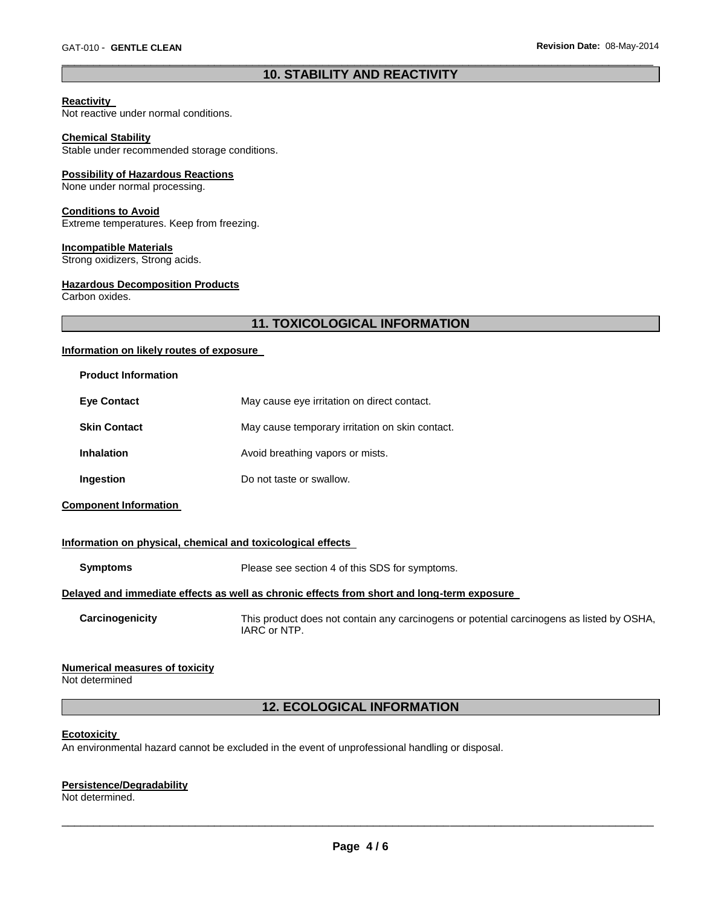## 10. STABILITY AND REACTIVITY

**Reactivity**
Not reactive under normal conditions.

**Chemical Stability**
Stable under recommended storage conditions.

**Possibility of Hazardous Reactions**
None under normal processing.

**Conditions to Avoid**
Extreme temperatures. Keep from freezing.

**Incompatible Materials**
Strong oxidizers, Strong acids.

**Hazardous Decomposition Products**
Carbon oxides.

## 11. TOXICOLOGICAL INFORMATION

**Information on likely routes of exposure**

**Product Information**

| | |
|---|---|
| **Eye Contact** | May cause eye irritation on direct contact. |
| **Skin Contact** | May cause temporary irritation on skin contact. |
| **Inhalation** | Avoid breathing vapors or mists. |
| **Ingestion** | Do not taste or swallow. |

**Component Information**

**Information on physical, chemical and toxicological effects**

| | |
|---|---|
| **Symptoms** | Please see section 4 of this SDS for symptoms. |

**Delayed and immediate effects as well as chronic effects from short and long-term exposure**

| | |
|---|---|
| **Carcinogenicity** | This product does not contain any carcinogens or potential carcinogens as listed by OSHA, IARC or NTP. |

**Numerical measures of toxicity**
Not determined

## 12. ECOLOGICAL INFORMATION

**Ecotoxicity**
An environmental hazard cannot be excluded in the event of unprofessional handling or disposal.

**Persistence/Degradability**
Not determined.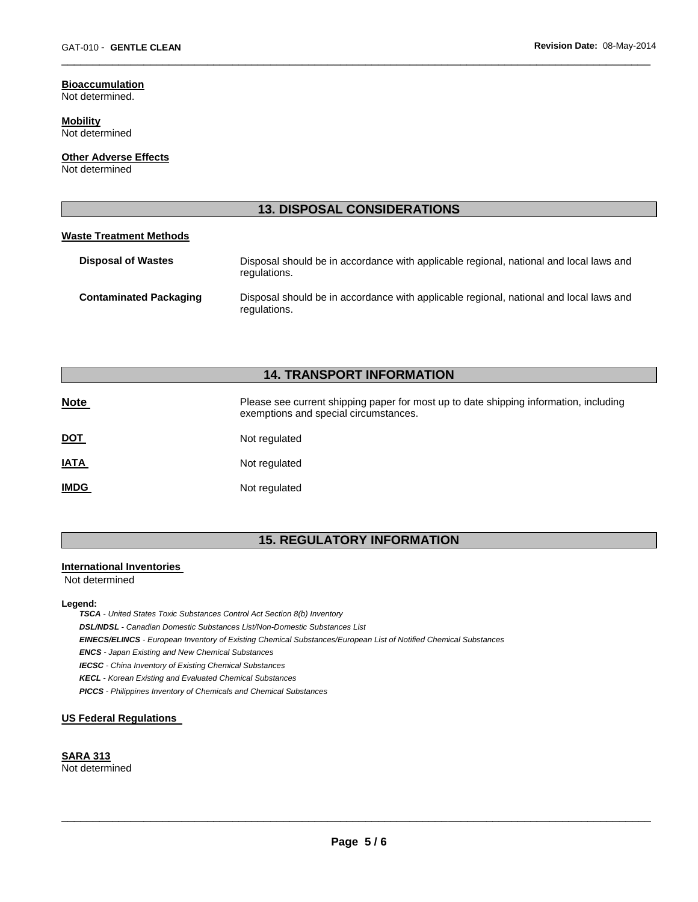**Bioaccumulation**
Not determined.

**Mobility**
Not determined

**Other Adverse Effects**
Not determined

## 13. DISPOSAL CONSIDERATIONS

**Waste Treatment Methods**

| | |
|---|---|
| **Disposal of Wastes** | Disposal should be in accordance with applicable regional, national and local laws and regulations. |
| **Contaminated Packaging** | Disposal should be in accordance with applicable regional, national and local laws and regulations. |

## 14. TRANSPORT INFORMATION

| | |
|---|---|
| **Note** | Please see current shipping paper for most up to date shipping information, including exemptions and special circumstances. |
| **DOT** | Not regulated |
| **IATA** | Not regulated |
| **IMDG** | Not regulated |

## 15. REGULATORY INFORMATION

**International Inventories**
Not determined

**Legend:**

***TSCA*** *- United States Toxic Substances Control Act Section 8(b) Inventory*
***DSL/NDSL*** *- Canadian Domestic Substances List/Non-Domestic Substances List*
***EINECS/ELINCS*** *- European Inventory of Existing Chemical Substances/European List of Notified Chemical Substances*
***ENCS*** *- Japan Existing and New Chemical Substances*
***IECSC*** *- China Inventory of Existing Chemical Substances*
***KECL*** *- Korean Existing and Evaluated Chemical Substances*
***PICCS*** *- Philippines Inventory of Chemicals and Chemical Substances*

**US Federal Regulations**

**SARA 313**
Not determined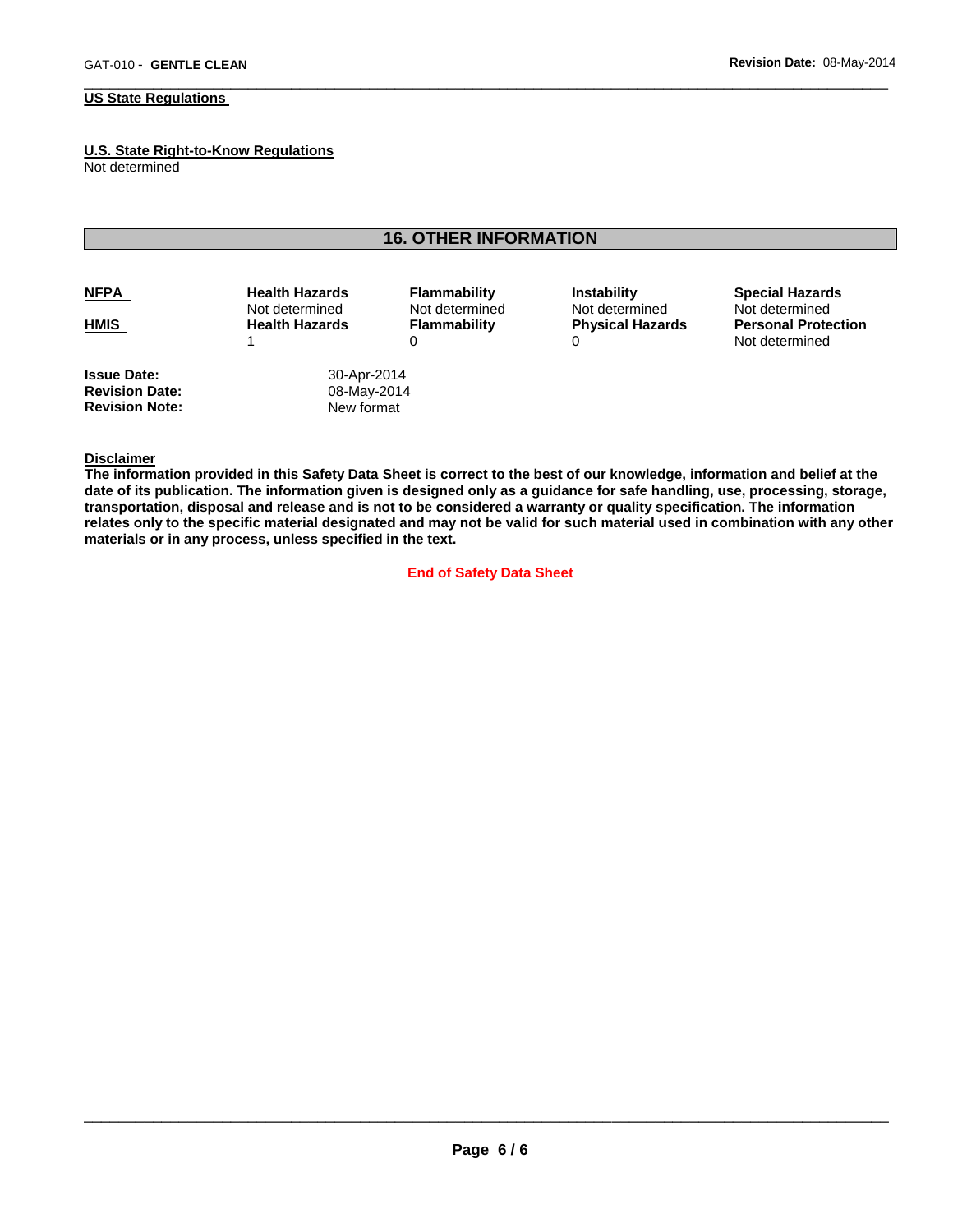**US State Regulations**

**U.S. State Right-to-Know Regulations**

Not determined

## 16. OTHER INFORMATION

| | | | | |
|---|---|---|---|---|
| **NFPA** | **Health Hazards** | **Flammability** | **Instability** | **Special Hazards** |
| | Not determined | Not determined | Not determined | Not determined |
| **HMIS** | **Health Hazards** | **Flammability** | **Physical Hazards** | **Personal Protection** |
| | 1 | 0 | 0 | Not determined |

| | |
|---|---|
| **Issue Date:** | 30-Apr-2014 |
| **Revision Date:** | 08-May-2014 |
| **Revision Note:** | New format |

**Disclaimer**

**The information provided in this Safety Data Sheet is correct to the best of our knowledge, information and belief at the date of its publication. The information given is designed only as a guidance for safe handling, use, processing, storage, transportation, disposal and release and is not to be considered a warranty or quality specification. The information relates only to the specific material designated and may not be valid for such material used in combination with any other materials or in any process, unless specified in the text.**

**End of Safety Data Sheet**